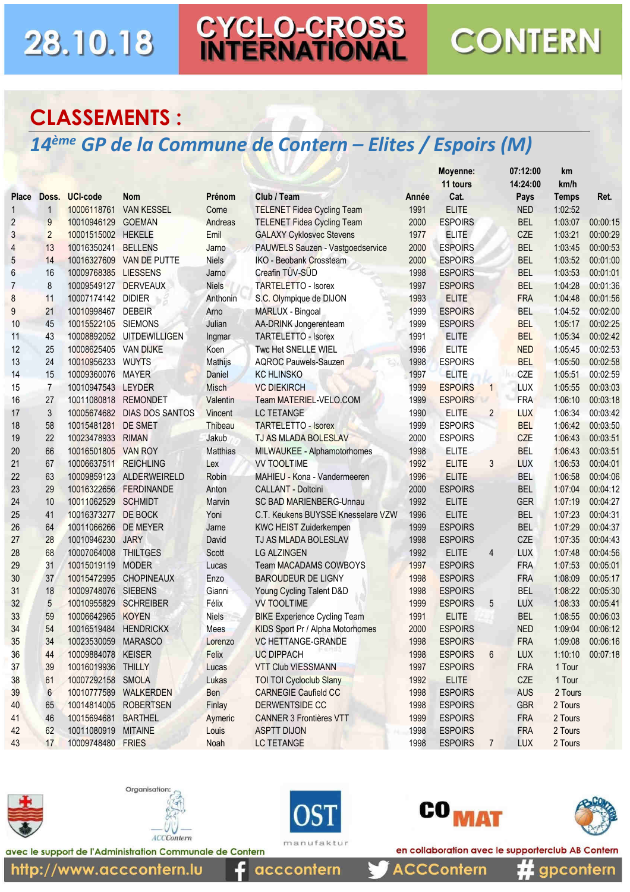# 28.10.18 CYCLO-CROSS INTERNATIONAL CONTERN

## CLASSEMENTS :

## *14ème GP de la Commune de Contern – Elites / Espoirs (M)*

| | | | | | | | | Moyenne: | | 07:12:00 | km | |
|---|---|---|---|---|---|---|---|---|---|---|---|---|
| | | | | | | | | 11 tours | | 14:24:00 | km/h | |
| Place | Doss. | UCI-code | Nom | Prénom | Club / Team | Année | Cat. | | | Pays | Temps | Ret. |
| 1 | 1 | 10006118761 | VAN KESSEL | Corne | TELENET Fidea Cycling Team | 1991 | ELITE | | | NED | 1:02:52 | |
| 2 | 9 | 10010946129 | GOEMAN | Andreas | TELENET Fidea Cycling Team | 2000 | ESPOIRS | | | BEL | 1:03:07 | 00:00:15 |
| 3 | 2 | 10001515002 | HEKELE | Emil | GALAXY Cyklosvec Stevens | 1977 | ELITE | | | CZE | 1:03:21 | 00:00:29 |
| 4 | 13 | 10016350241 | BELLENS | Jarno | PAUWELS Sauzen - Vastgoedservice | 2000 | ESPOIRS | | | BEL | 1:03:45 | 00:00:53 |
| 5 | 14 | 10016327609 | VAN DE PUTTE | Niels | IKO - Beobank Crossteam | 2000 | ESPOIRS | | | BEL | 1:03:52 | 00:01:00 |
| 6 | 16 | 10009768385 | LIESSENS | Jarno | Creafin TÜV-SÜD | 1998 | ESPOIRS | | | BEL | 1:03:53 | 00:01:01 |
| 7 | 8 | 10009549127 | DERVEAUX | Niels | TARTELETTO - Isorex | 1997 | ESPOIRS | | | BEL | 1:04:28 | 00:01:36 |
| 8 | 11 | 10007174142 | DIDIER | Anthonin | S.C. Olympique de DIJON | 1993 | ELITE | | | FRA | 1:04:48 | 00:01:56 |
| 9 | 21 | 10010998467 | DEBEIR | Arno | MARLUX - Bingoal | 1999 | ESPOIRS | | | BEL | 1:04:52 | 00:02:00 |
| 10 | 45 | 10015522105 | SIEMONS | Julian | AA-DRINK Jongerenteam | 1999 | ESPOIRS | | | BEL | 1:05:17 | 00:02:25 |
| 11 | 43 | 10008892052 | UITDEWILLIGEN | Ingmar | TARTELETTO - Isorex | 1991 | ELITE | | | BEL | 1:05:34 | 00:02:42 |
| 12 | 25 | 10008625405 | VAN DIJKE | Koen | Twc Het SNELLE WIEL | 1996 | ELITE | | | NED | 1:05:45 | 00:02:53 |
| 13 | 24 | 10010956233 | WUYTS | Mathijs | AQROC Pauwels-Sauzen | 1998 | ESPOIRS | | | BEL | 1:05:50 | 00:02:58 |
| 14 | 15 | 10009360076 | MAYER | Daniel | KC HLINSKO | 1997 | ELITE | | | CZE | 1:05:51 | 00:02:59 |
| 15 | 7 | 10010947543 | LEYDER | Misch | VC DIEKIRCH | 1999 | ESPOIRS | 1 | | LUX | 1:05:55 | 00:03:03 |
| 16 | 27 | 10011080818 | REMONDET | Valentin | Team MATERIEL-VELO.COM | 1999 | ESPOIRS | | | FRA | 1:06:10 | 00:03:18 |
| 17 | 3 | 10005674682 | DIAS DOS SANTOS | Vincent | LC TETANGE | 1990 | ELITE | 2 | | LUX | 1:06:34 | 00:03:42 |
| 18 | 58 | 10015481281 | DE SMET | Thibeau | TARTELETTO - Isorex | 1999 | ESPOIRS | | | BEL | 1:06:42 | 00:03:50 |
| 19 | 22 | 10023478933 | RIMAN | Jakub | TJ AS MLADA BOLESLAV | 2000 | ESPOIRS | | | CZE | 1:06:43 | 00:03:51 |
| 20 | 66 | 10016501805 | VAN ROY | Matthias | MILWAUKEE - Alphamotorhomes | 1998 | ELITE | | | BEL | 1:06:43 | 00:03:51 |
| 21 | 67 | 10006637511 | REICHLING | Lex | VV TOOLTIME | 1992 | ELITE | 3 | | LUX | 1:06:53 | 00:04:01 |
| 22 | 63 | 10009859123 | ALDERWEIRELD | Robin | MAHIEU - Kona - Vandermeeren | 1996 | ELITE | | | BEL | 1:06:58 | 00:04:06 |
| 23 | 29 | 10016322656 | FERDINANDE | Anton | CALLANT - Doltcini | 2000 | ESPOIRS | | | BEL | 1:07:04 | 00:04:12 |
| 24 | 10 | 10011062529 | SCHMIDT | Marvin | SC BAD MARIENBERG-Unnau | 1992 | ELITE | | | GER | 1:07:19 | 00:04:27 |
| 25 | 41 | 10016373277 | DE BOCK | Yoni | C.T. Keukens BUYSSE Knesselare VZW | 1996 | ELITE | | | BEL | 1:07:23 | 00:04:31 |
| 26 | 64 | 10011066266 | DE MEYER | Jarne | KWC HEIST Zuiderkempen | 1999 | ESPOIRS | | | BEL | 1:07:29 | 00:04:37 |
| 27 | 28 | 10010946230 | JARY | David | TJ AS MLADA BOLESLAV | 1998 | ESPOIRS | | | CZE | 1:07:35 | 00:04:43 |
| 28 | 68 | 10007064008 | THILTGES | Scott | LG ALZINGEN | 1992 | ELITE | 4 | | LUX | 1:07:48 | 00:04:56 |
| 29 | 31 | 10015019119 | MODER | Lucas | Team MACADAMS COWBOYS | 1997 | ESPOIRS | | | FRA | 1:07:53 | 00:05:01 |
| 30 | 37 | 10015472995 | CHOPINEAUX | Enzo | BAROUDEUR DE LIGNY | 1998 | ESPOIRS | | | FRA | 1:08:09 | 00:05:17 |
| 31 | 18 | 10009748076 | SIEBENS | Gianni | Young Cycling Talent D&D | 1998 | ESPOIRS | | | BEL | 1:08:22 | 00:05:30 |
| 32 | 5 | 10010955829 | SCHREIBER | Félix | VV TOOLTIME | 1999 | ESPOIRS | 5 | | LUX | 1:08:33 | 00:05:41 |
| 33 | 59 | 10006642965 | KOYEN | Niels | BIKE Experience Cycling Team | 1991 | ELITE | | | BEL | 1:08:55 | 00:06:03 |
| 34 | 54 | 10016519484 | HENDRICKX | Mees | KIDS Sport Pr / Alpha Motorhomes | 2000 | ESPOIRS | | | NED | 1:09:04 | 00:06:12 |
| 35 | 34 | 10023530059 | MARASCO | Lorenzo | VC HETTANGE-GRANDE | 1998 | ESPOIRS | | | FRA | 1:09:08 | 00:06:16 |
| 36 | 44 | 10009884078 | KEISER | Felix | UC DIPPACH | 1998 | ESPOIRS | 6 | | LUX | 1:10:10 | 00:07:18 |
| 37 | 39 | 10016019936 | THILLY | Lucas | VTT Club VIESSMANN | 1997 | ESPOIRS | | | FRA | 1 Tour | |
| 38 | 61 | 10007292158 | SMOLA | Lukas | TOI TOI Cycloclub Slany | 1992 | ELITE | | | CZE | 1 Tour | |
| 39 | 6 | 10010777589 | WALKERDEN | Ben | CARNEGIE Caufield CC | 1998 | ESPOIRS | | | AUS | 2 Tours | |
| 40 | 65 | 10014814005 | ROBERTSEN | Finlay | DERWENTSIDE CC | 1998 | ESPOIRS | | | GBR | 2 Tours | |
| 41 | 46 | 10015694681 | BARTHEL | Aymeric | CANNER 3 Frontières VTT | 1999 | ESPOIRS | | | FRA | 2 Tours | |
| 42 | 62 | 10011080919 | MITAINE | Louis | ASPTT DIJON | 1998 | ESPOIRS | | | FRA | 2 Tours | |
| 43 | 17 | 10009748480 | FRIES | Noah | LC TETANGE | 1998 | ESPOIRS | 7 | | LUX | 2 Tours | |

Organisation: ACCContern

avec le support de l'Administration Communale de Contern

OST manufaktur

COMAT

en collaboration avec le supporterclub AB Contern

http://www.acccontern.lu acccontern ACCContern # gpcontern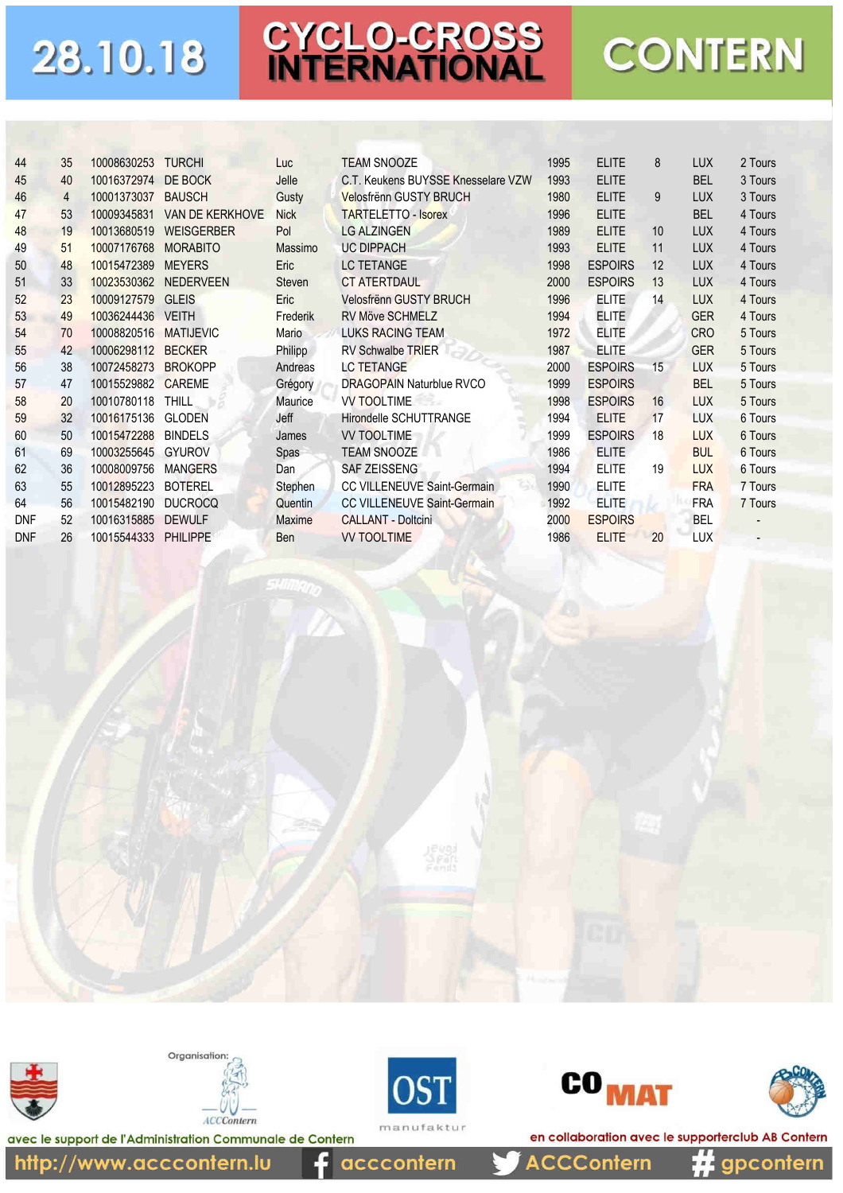# 28.10.18 CYCLO-CROSS INTERNATIONAL CONTERN

| | | | | | | | | | | | |
|---|---|---|---|---|---|---|---|---|---|---|---|
| 44 | 35 | 10008630253 | TURCHI | Luc | TEAM SNOOZE | 1995 | ELITE | 8 | LUX | 2 Tours |
| 45 | 40 | 10016372974 | DE BOCK | Jelle | C.T. Keukens BUYSSE Knesselare VZW | 1993 | ELITE | | BEL | 3 Tours |
| 46 | 4 | 10001373037 | BAUSCH | Gusty | Velosfrënn GUSTY BRUCH | 1980 | ELITE | 9 | LUX | 3 Tours |
| 47 | 53 | 10009345831 | VAN DE KERKHOVE | Nick | TARTELETTO - Isorex | 1996 | ELITE | | BEL | 4 Tours |
| 48 | 19 | 10013680519 | WEISGERBER | Pol | LG ALZINGEN | 1989 | ELITE | 10 | LUX | 4 Tours |
| 49 | 51 | 10007176768 | MORABITO | Massimo | UC DIPPACH | 1993 | ELITE | 11 | LUX | 4 Tours |
| 50 | 48 | 10015472389 | MEYERS | Eric | LC TETANGE | 1998 | ESPOIRS | 12 | LUX | 4 Tours |
| 51 | 33 | 10023530362 | NEDERVEEN | Steven | CT ATERTDAUL | 2000 | ESPOIRS | 13 | LUX | 4 Tours |
| 52 | 23 | 10009127579 | GLEIS | Eric | Velosfrënn GUSTY BRUCH | 1996 | ELITE | 14 | LUX | 4 Tours |
| 53 | 49 | 10036244436 | VEITH | Frederik | RV Möve SCHMELZ | 1994 | ELITE | | GER | 4 Tours |
| 54 | 70 | 10008820516 | MATIJEVIC | Mario | LUKS RACING TEAM | 1972 | ELITE | | CRO | 5 Tours |
| 55 | 42 | 10006298112 | BECKER | Philipp | RV Schwalbe TRIER | 1987 | ELITE | | GER | 5 Tours |
| 56 | 38 | 10072458273 | BROKOPP | Andreas | LC TETANGE | 2000 | ESPOIRS | 15 | LUX | 5 Tours |
| 57 | 47 | 10015529882 | CAREME | Grégory | DRAGOPAIN Naturblue RVCO | 1999 | ESPOIRS | | BEL | 5 Tours |
| 58 | 20 | 10010780118 | THILL | Maurice | VV TOOLTIME | 1998 | ESPOIRS | 16 | LUX | 5 Tours |
| 59 | 32 | 10016175136 | GLODEN | Jeff | Hirondelle SCHUTTRANGE | 1994 | ELITE | 17 | LUX | 6 Tours |
| 60 | 50 | 10015472288 | BINDELS | James | VV TOOLTIME | 1999 | ESPOIRS | 18 | LUX | 6 Tours |
| 61 | 69 | 10003255645 | GYUROV | Spas | TEAM SNOOZE | 1986 | ELITE | | BUL | 6 Tours |
| 62 | 36 | 10008009756 | MANGERS | Dan | SAF ZEISSENG | 1994 | ELITE | 19 | LUX | 6 Tours |
| 63 | 55 | 10012895223 | BOTEREL | Stephen | CC VILLENEUVE Saint-Germain | 1990 | ELITE | | FRA | 7 Tours |
| 64 | 56 | 10015482190 | DUCROCQ | Quentin | CC VILLENEUVE Saint-Germain | 1992 | ELITE | | FRA | 7 Tours |
| DNF | 52 | 10016315885 | DEWULF | Maxime | CALLANT - Doltcini | 2000 | ESPOIRS | | BEL | - |
| DNF | 26 | 10015544333 | PHILIPPE | Ben | VV TOOLTIME | 1986 | ELITE | 20 | LUX | - |

Organisation: ACCContern

avec le support de l'Administration Communale de Contern

OST manufaktur

COMAT

en collaboration avec le supporterclub AB Contern

http://www.acccontern.lu acccontern ACCContern #gpcontern